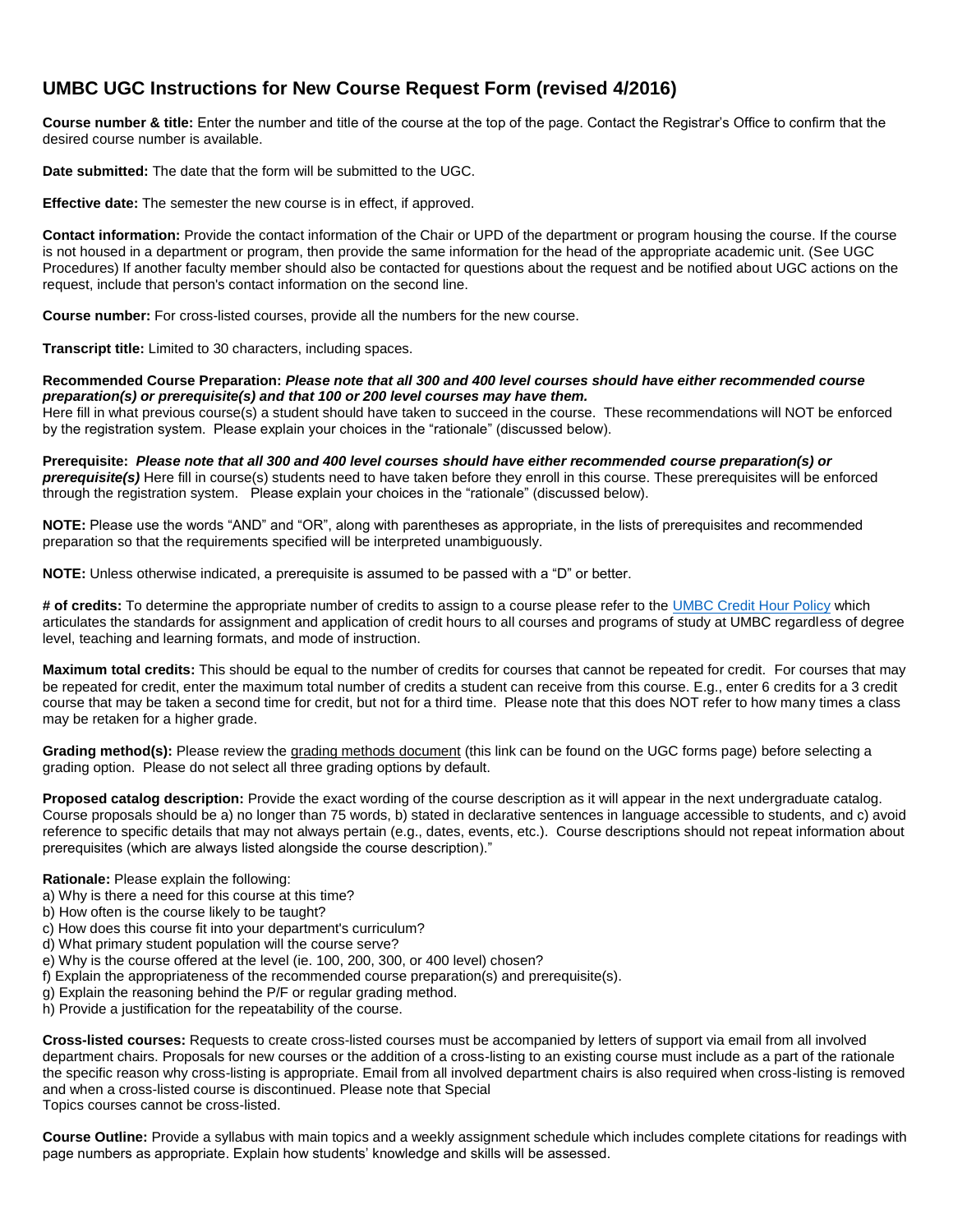# UMBC UGC Instructions for New Course Request Form (revised 4/2016)

**Course number & title:** Enter the number and title of the course at the top of the page. Contact the Registrar's Office to confirm that the desired course number is available.

**Date submitted:** The date that the form will be submitted to the UGC.

**Effective date:** The semester the new course is in effect, if approved.

**Contact information:** Provide the contact information of the Chair or UPD of the department or program housing the course. If the course is not housed in a department or program, then provide the same information for the head of the appropriate academic unit. (See UGC Procedures) If another faculty member should also be contacted for questions about the request and be notified about UGC actions on the request, include that person's contact information on the second line.

**Course number:** For cross-listed courses, provide all the numbers for the new course.

**Transcript title:** Limited to 30 characters, including spaces.

**Recommended Course Preparation:** ***Please note that all 300 and 400 level courses should have either recommended course preparation(s) or prerequisite(s) and that 100 or 200 level courses may have them.***
Here fill in what previous course(s) a student should have taken to succeed in the course. These recommendations will NOT be enforced by the registration system. Please explain your choices in the "rationale" (discussed below).

**Prerequisite:** ***Please note that all 300 and 400 level courses should have either recommended course preparation(s) or prerequisite(s)*** Here fill in course(s) students need to have taken before they enroll in this course. These prerequisites will be enforced through the registration system. Please explain your choices in the "rationale" (discussed below).

**NOTE:** Please use the words "AND" and "OR", along with parentheses as appropriate, in the lists of prerequisites and recommended preparation so that the requirements specified will be interpreted unambiguously.

**NOTE:** Unless otherwise indicated, a prerequisite is assumed to be passed with a "D" or better.

**# of credits:** To determine the appropriate number of credits to assign to a course please refer to the UMBC Credit Hour Policy which articulates the standards for assignment and application of credit hours to all courses and programs of study at UMBC regardless of degree level, teaching and learning formats, and mode of instruction.

**Maximum total credits:** This should be equal to the number of credits for courses that cannot be repeated for credit. For courses that may be repeated for credit, enter the maximum total number of credits a student can receive from this course. E.g., enter 6 credits for a 3 credit course that may be taken a second time for credit, but not for a third time. Please note that this does NOT refer to how many times a class may be retaken for a higher grade.

**Grading method(s):** Please review the grading methods document (this link can be found on the UGC forms page) before selecting a grading option. Please do not select all three grading options by default.

**Proposed catalog description:** Provide the exact wording of the course description as it will appear in the next undergraduate catalog. Course proposals should be a) no longer than 75 words, b) stated in declarative sentences in language accessible to students, and c) avoid reference to specific details that may not always pertain (e.g., dates, events, etc.). Course descriptions should not repeat information about prerequisites (which are always listed alongside the course description)."

**Rationale:** Please explain the following:
a) Why is there a need for this course at this time?
b) How often is the course likely to be taught?
c) How does this course fit into your department's curriculum?
d) What primary student population will the course serve?
e) Why is the course offered at the level (ie. 100, 200, 300, or 400 level) chosen?
f) Explain the appropriateness of the recommended course preparation(s) and prerequisite(s).
g) Explain the reasoning behind the P/F or regular grading method.
h) Provide a justification for the repeatability of the course.

**Cross-listed courses:** Requests to create cross-listed courses must be accompanied by letters of support via email from all involved department chairs. Proposals for new courses or the addition of a cross-listing to an existing course must include as a part of the rationale the specific reason why cross-listing is appropriate. Email from all involved department chairs is also required when cross-listing is removed and when a cross-listed course is discontinued. Please note that Special Topics courses cannot be cross-listed.

**Course Outline:** Provide a syllabus with main topics and a weekly assignment schedule which includes complete citations for readings with page numbers as appropriate. Explain how students' knowledge and skills will be assessed.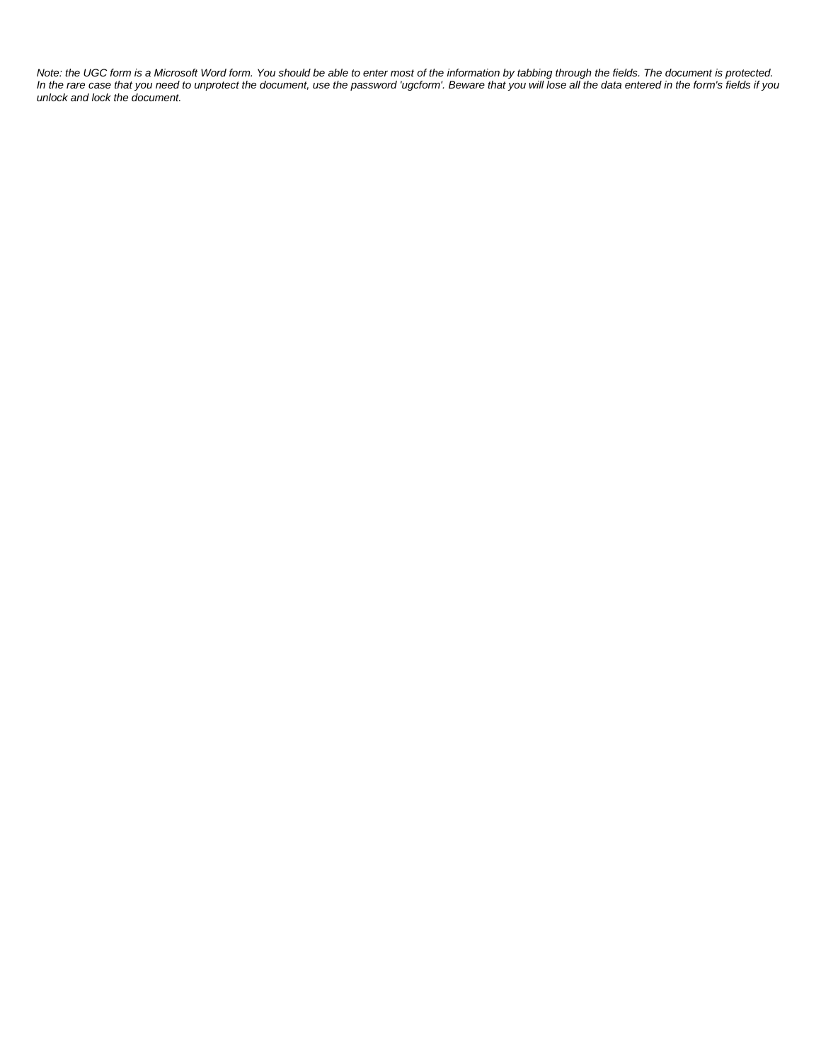*Note: the UGC form is a Microsoft Word form. You should be able to enter most of the information by tabbing through the fields. The document is protected. In the rare case that you need to unprotect the document, use the password 'ugcform'. Beware that you will lose all the data entered in the form's fields if you unlock and lock the document.*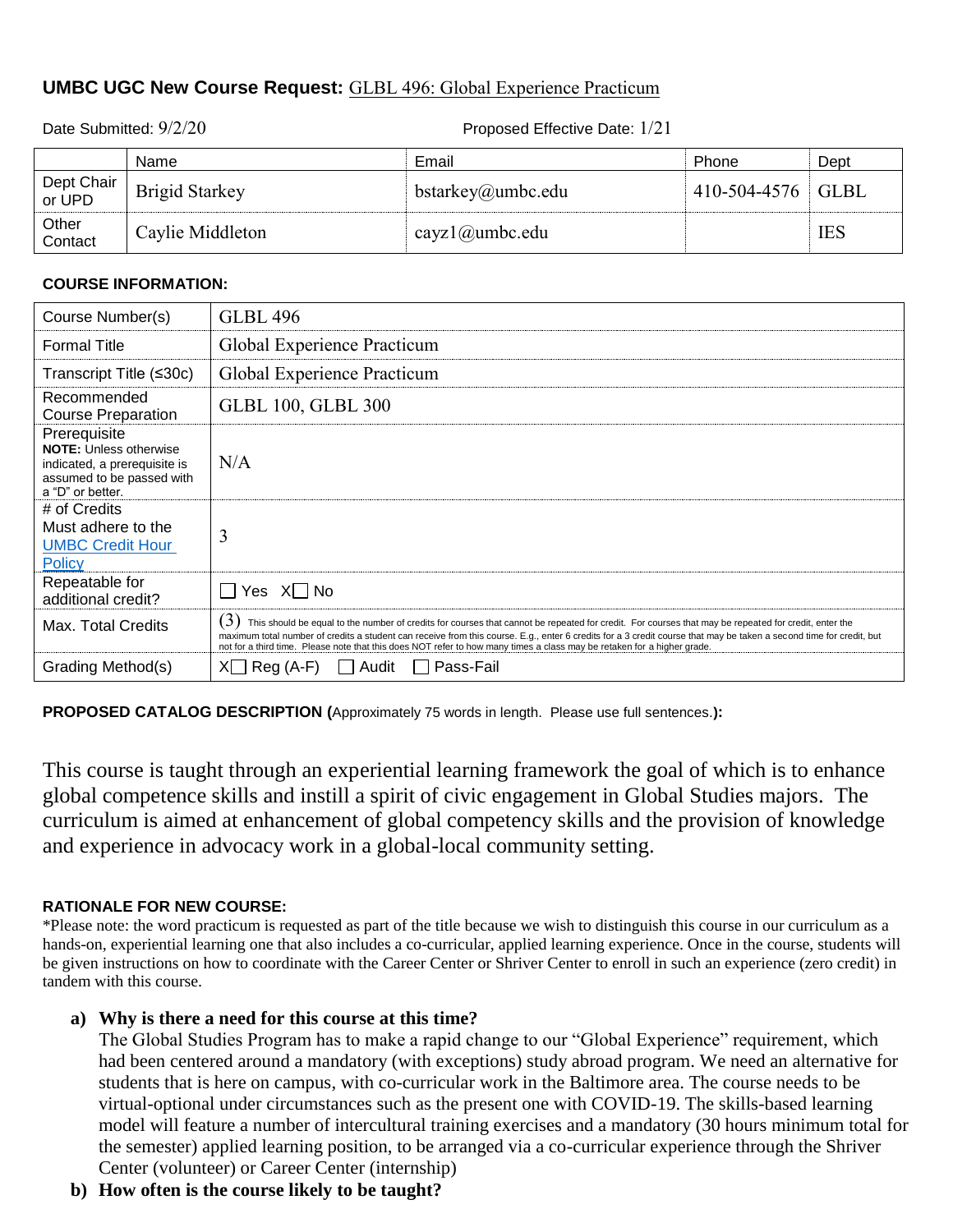## UMBC UGC New Course Request: GLBL 496: Global Experience Practicum

Date Submitted: 9/2/20 Proposed Effective Date: 1/21

| | Name | Email | Phone | Dept |
|---|---|---|---|---|
| Dept Chair or UPD | Brigid Starkey | bstarkey@umbc.edu | 410-504-4576 | GLBL |
| Other Contact | Caylie Middleton | cayz1@umbc.edu | | IES |

**COURSE INFORMATION:**

| | |
|---|---|
| Course Number(s) | GLBL 496 |
| Formal Title | Global Experience Practicum |
| Transcript Title (≤30c) | Global Experience Practicum |
| Recommended Course Preparation | GLBL 100, GLBL 300 |
| Prerequisite **NOTE:** Unless otherwise indicated, a prerequisite is assumed to be passed with a "D" or better. | N/A |
| # of Credits Must adhere to the UMBC Credit Hour Policy | 3 |
| Repeatable for additional credit? | ☐ Yes X☐ No |
| Max. Total Credits | (3) This should be equal to the number of credits for courses that cannot be repeated for credit. For courses that may be repeated for credit, enter the maximum total number of credits a student can receive from this course. E.g., enter 6 credits for a 3 credit course that may be taken a second time for credit, but not for a third time. Please note that this does NOT refer to how many times a class may be retaken for a higher grade. |
| Grading Method(s) | X☐ Reg (A-F) ☐ Audit ☐ Pass-Fail |

**PROPOSED CATALOG DESCRIPTION (**Approximately 75 words in length. Please use full sentences.**):**

This course is taught through an experiential learning framework the goal of which is to enhance global competence skills and instill a spirit of civic engagement in Global Studies majors. The curriculum is aimed at enhancement of global competency skills and the provision of knowledge and experience in advocacy work in a global-local community setting.

**RATIONALE FOR NEW COURSE:**

*Please note: the word practicum is requested as part of the title because we wish to distinguish this course in our curriculum as a hands-on, experiential learning one that also includes a co-curricular, applied learning experience. Once in the course, students will be given instructions on how to coordinate with the Career Center or Shriver Center to enroll in such an experience (zero credit) in tandem with this course.

**a) Why is there a need for this course at this time?**

The Global Studies Program has to make a rapid change to our "Global Experience" requirement, which had been centered around a mandatory (with exceptions) study abroad program. We need an alternative for students that is here on campus, with co-curricular work in the Baltimore area. The course needs to be virtual-optional under circumstances such as the present one with COVID-19. The skills-based learning model will feature a number of intercultural training exercises and a mandatory (30 hours minimum total for the semester) applied learning position, to be arranged via a co-curricular experience through the Shriver Center (volunteer) or Career Center (internship)

**b) How often is the course likely to be taught?**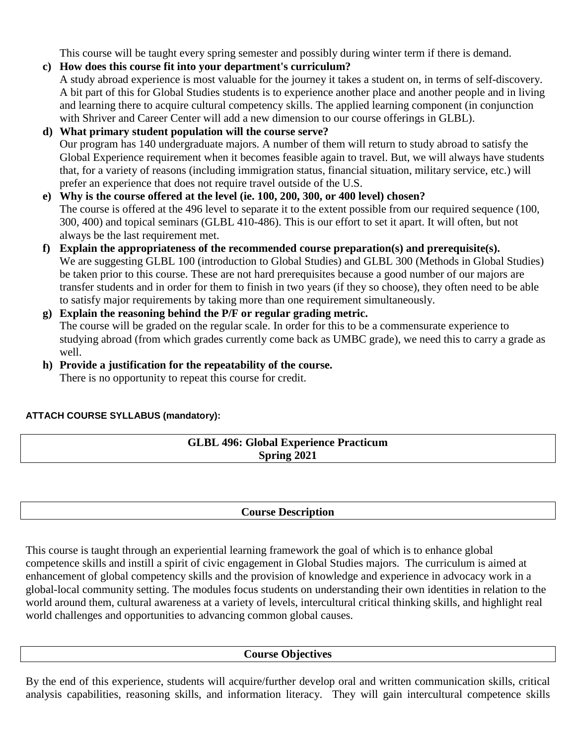This course will be taught every spring semester and possibly during winter term if there is demand.

**c) How does this course fit into your department's curriculum?**

A study abroad experience is most valuable for the journey it takes a student on, in terms of self-discovery. A bit part of this for Global Studies students is to experience another place and another people and in living and learning there to acquire cultural competency skills. The applied learning component (in conjunction with Shriver and Career Center will add a new dimension to our course offerings in GLBL).

**d) What primary student population will the course serve?**

Our program has 140 undergraduate majors. A number of them will return to study abroad to satisfy the Global Experience requirement when it becomes feasible again to travel. But, we will always have students that, for a variety of reasons (including immigration status, financial situation, military service, etc.) will prefer an experience that does not require travel outside of the U.S.

**e) Why is the course offered at the level (ie. 100, 200, 300, or 400 level) chosen?**

The course is offered at the 496 level to separate it to the extent possible from our required sequence (100, 300, 400) and topical seminars (GLBL 410-486). This is our effort to set it apart. It will often, but not always be the last requirement met.

**f) Explain the appropriateness of the recommended course preparation(s) and prerequisite(s).**

We are suggesting GLBL 100 (introduction to Global Studies) and GLBL 300 (Methods in Global Studies) be taken prior to this course. These are not hard prerequisites because a good number of our majors are transfer students and in order for them to finish in two years (if they so choose), they often need to be able to satisfy major requirements by taking more than one requirement simultaneously.

**g) Explain the reasoning behind the P/F or regular grading metric.**

The course will be graded on the regular scale. In order for this to be a commensurate experience to studying abroad (from which grades currently come back as UMBC grade), we need this to carry a grade as well.

**h) Provide a justification for the repeatability of the course.**

There is no opportunity to repeat this course for credit.

**ATTACH COURSE SYLLABUS (mandatory):**

## GLBL 496: Global Experience Practicum
## Spring 2021

### Course Description

This course is taught through an experiential learning framework the goal of which is to enhance global competence skills and instill a spirit of civic engagement in Global Studies majors. The curriculum is aimed at enhancement of global competency skills and the provision of knowledge and experience in advocacy work in a global-local community setting. The modules focus students on understanding their own identities in relation to the world around them, cultural awareness at a variety of levels, intercultural critical thinking skills, and highlight real world challenges and opportunities to advancing common global causes.

### Course Objectives

By the end of this experience, students will acquire/further develop oral and written communication skills, critical analysis capabilities, reasoning skills, and information literacy. They will gain intercultural competence skills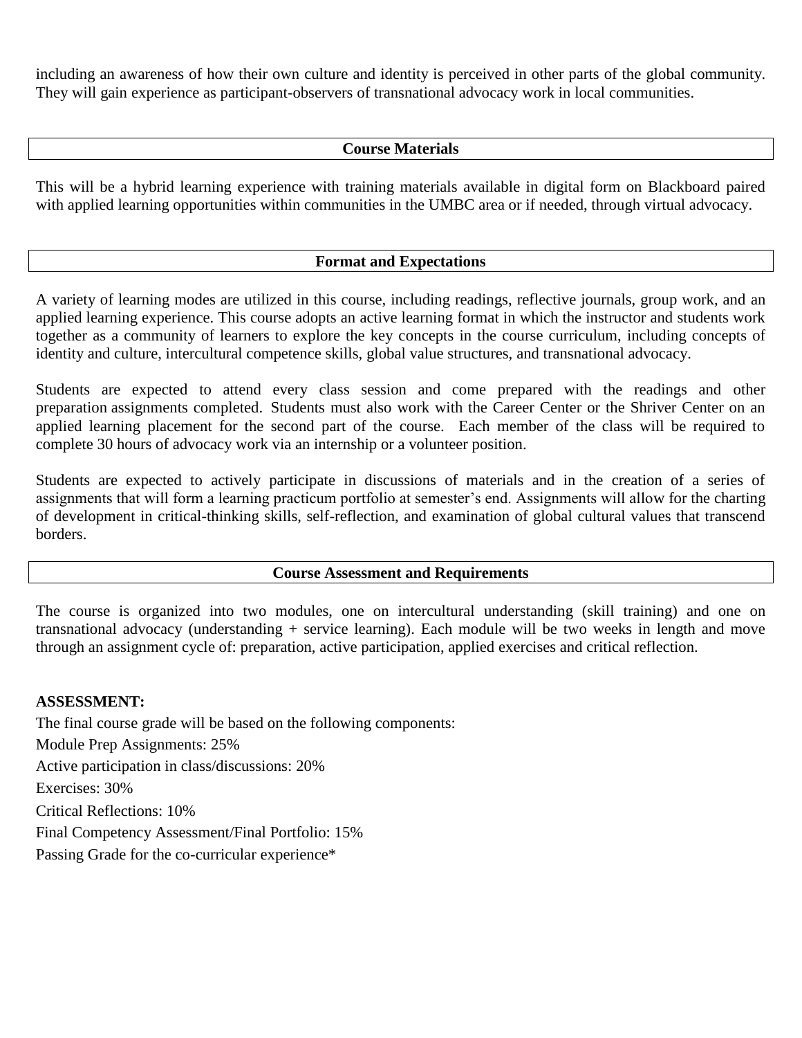including an awareness of how their own culture and identity is perceived in other parts of the global community. They will gain experience as participant-observers of transnational advocacy work in local communities.

## Course Materials

This will be a hybrid learning experience with training materials available in digital form on Blackboard paired with applied learning opportunities within communities in the UMBC area or if needed, through virtual advocacy.

## Format and Expectations

A variety of learning modes are utilized in this course, including readings, reflective journals, group work, and an applied learning experience. This course adopts an active learning format in which the instructor and students work together as a community of learners to explore the key concepts in the course curriculum, including concepts of identity and culture, intercultural competence skills, global value structures, and transnational advocacy.

Students are expected to attend every class session and come prepared with the readings and other preparation assignments completed. Students must also work with the Career Center or the Shriver Center on an applied learning placement for the second part of the course. Each member of the class will be required to complete 30 hours of advocacy work via an internship or a volunteer position.

Students are expected to actively participate in discussions of materials and in the creation of a series of assignments that will form a learning practicum portfolio at semester's end. Assignments will allow for the charting of development in critical-thinking skills, self-reflection, and examination of global cultural values that transcend borders.

## Course Assessment and Requirements

The course is organized into two modules, one on intercultural understanding (skill training) and one on transnational advocacy (understanding + service learning). Each module will be two weeks in length and move through an assignment cycle of: preparation, active participation, applied exercises and critical reflection.

**ASSESSMENT:**

The final course grade will be based on the following components:

Module Prep Assignments: 25%

Active participation in class/discussions: 20%

Exercises: 30%

Critical Reflections: 10%

Final Competency Assessment/Final Portfolio: 15%

Passing Grade for the co-curricular experience*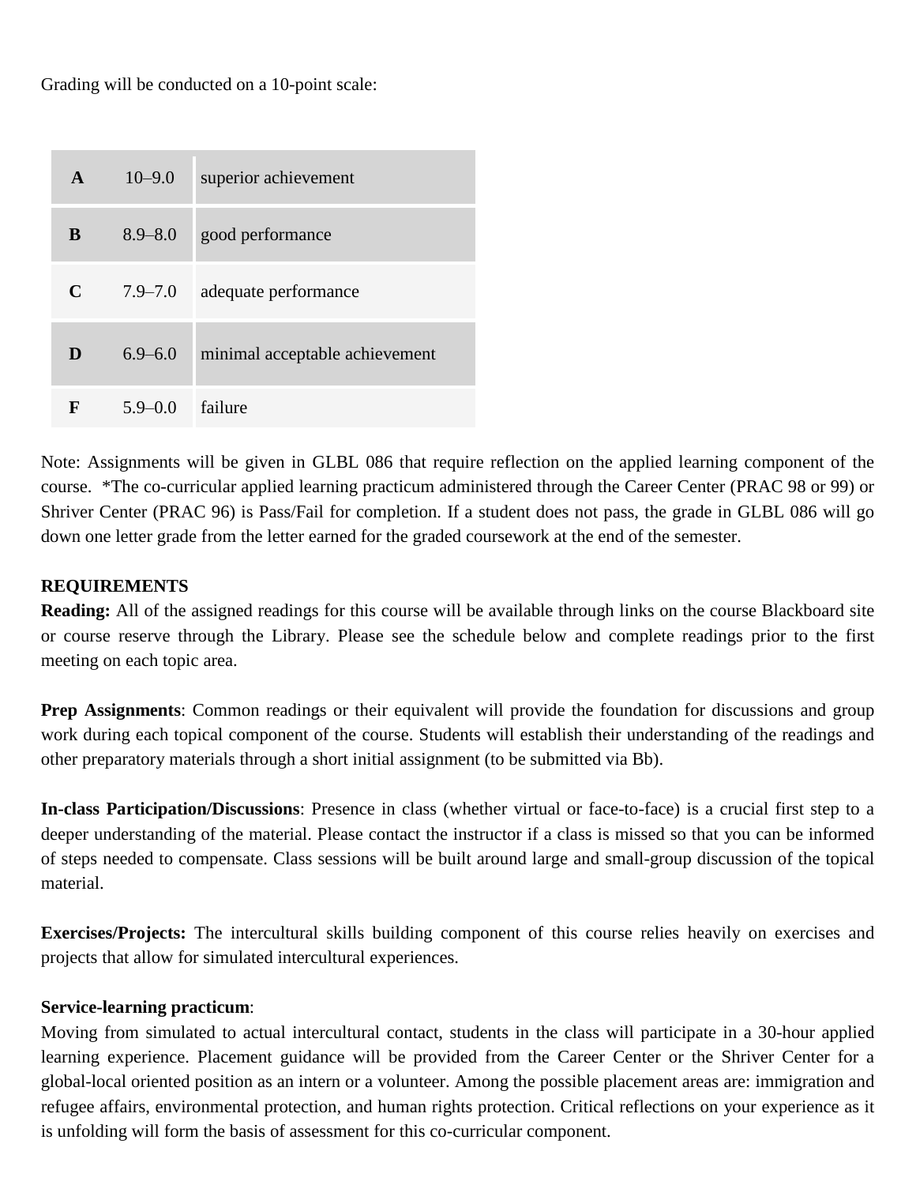Grading will be conducted on a 10-point scale:

| | | |
|---|---|---|
| **A** | 10–9.0 | superior achievement |
| **B** | 8.9–8.0 | good performance |
| **C** | 7.9–7.0 | adequate performance |
| **D** | 6.9–6.0 | minimal acceptable achievement |
| **F** | 5.9–0.0 | failure |

Note: Assignments will be given in GLBL 086 that require reflection on the applied learning component of the course. *The co-curricular applied learning practicum administered through the Career Center (PRAC 98 or 99) or Shriver Center (PRAC 96) is Pass/Fail for completion. If a student does not pass, the grade in GLBL 086 will go down one letter grade from the letter earned for the graded coursework at the end of the semester.

**REQUIREMENTS**

**Reading:** All of the assigned readings for this course will be available through links on the course Blackboard site or course reserve through the Library. Please see the schedule below and complete readings prior to the first meeting on each topic area.

**Prep Assignments**: Common readings or their equivalent will provide the foundation for discussions and group work during each topical component of the course. Students will establish their understanding of the readings and other preparatory materials through a short initial assignment (to be submitted via Bb).

**In-class Participation/Discussions**: Presence in class (whether virtual or face-to-face) is a crucial first step to a deeper understanding of the material. Please contact the instructor if a class is missed so that you can be informed of steps needed to compensate. Class sessions will be built around large and small-group discussion of the topical material.

**Exercises/Projects:** The intercultural skills building component of this course relies heavily on exercises and projects that allow for simulated intercultural experiences.

**Service-learning practicum**:

Moving from simulated to actual intercultural contact, students in the class will participate in a 30-hour applied learning experience. Placement guidance will be provided from the Career Center or the Shriver Center for a global-local oriented position as an intern or a volunteer. Among the possible placement areas are: immigration and refugee affairs, environmental protection, and human rights protection. Critical reflections on your experience as it is unfolding will form the basis of assessment for this co-curricular component.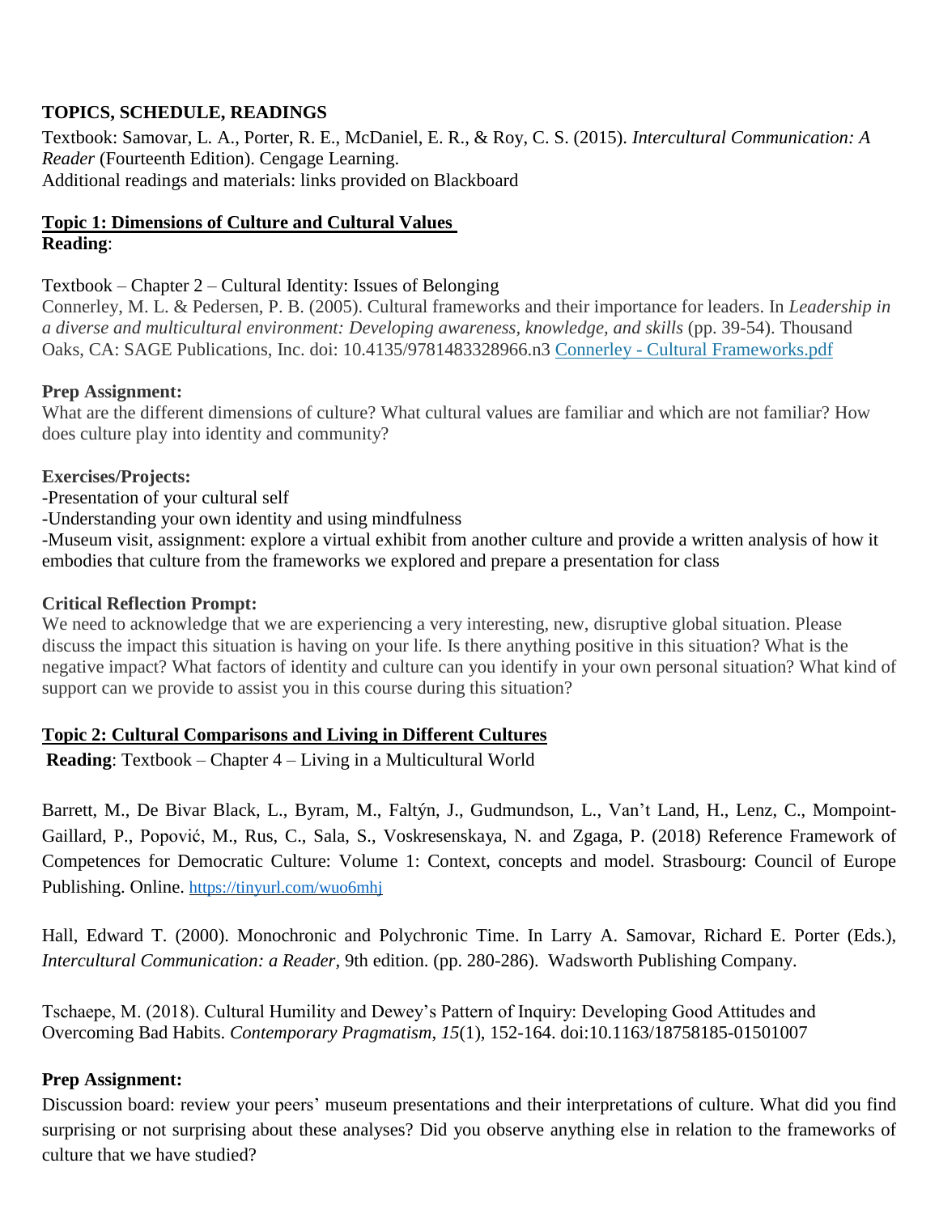## TOPICS, SCHEDULE, READINGS

Textbook: Samovar, L. A., Porter, R. E., McDaniel, E. R., & Roy, C. S. (2015). *Intercultural Communication: A Reader* (Fourteenth Edition). Cengage Learning.
Additional readings and materials: links provided on Blackboard

### Topic 1: Dimensions of Culture and Cultural Values

**Reading**:

Textbook – Chapter 2 – Cultural Identity: Issues of Belonging
Connerley, M. L. & Pedersen, P. B. (2005). Cultural frameworks and their importance for leaders. In *Leadership in a diverse and multicultural environment: Developing awareness, knowledge, and skills* (pp. 39-54). Thousand Oaks, CA: SAGE Publications, Inc. doi: 10.4135/9781483328966.n3 Connerley - Cultural Frameworks.pdf

**Prep Assignment:**
What are the different dimensions of culture? What cultural values are familiar and which are not familiar? How does culture play into identity and community?

**Exercises/Projects:**
-Presentation of your cultural self
-Understanding your own identity and using mindfulness
-Museum visit, assignment: explore a virtual exhibit from another culture and provide a written analysis of how it embodies that culture from the frameworks we explored and prepare a presentation for class

**Critical Reflection Prompt:**
We need to acknowledge that we are experiencing a very interesting, new, disruptive global situation. Please discuss the impact this situation is having on your life. Is there anything positive in this situation? What is the negative impact? What factors of identity and culture can you identify in your own personal situation? What kind of support can we provide to assist you in this course during this situation?

### Topic 2: Cultural Comparisons and Living in Different Cultures

**Reading**: Textbook – Chapter 4 – Living in a Multicultural World

Barrett, M., De Bivar Black, L., Byram, M., Faltýn, J., Gudmundson, L., Van't Land, H., Lenz, C., Mompoint-Gaillard, P., Popović, M., Rus, C., Sala, S., Voskresenskaya, N. and Zgaga, P. (2018) Reference Framework of Competences for Democratic Culture: Volume 1: Context, concepts and model. Strasbourg: Council of Europe Publishing. Online. https://tinyurl.com/wuo6mhj

Hall, Edward T. (2000). Monochronic and Polychronic Time. In Larry A. Samovar, Richard E. Porter (Eds.), *Intercultural Communication: a Reader*, 9th edition. (pp. 280-286). Wadsworth Publishing Company.

Tschaepe, M. (2018). Cultural Humility and Dewey's Pattern of Inquiry: Developing Good Attitudes and Overcoming Bad Habits. *Contemporary Pragmatism*, *15*(1), 152-164. doi:10.1163/18758185-01501007

**Prep Assignment:**
Discussion board: review your peers' museum presentations and their interpretations of culture. What did you find surprising or not surprising about these analyses? Did you observe anything else in relation to the frameworks of culture that we have studied?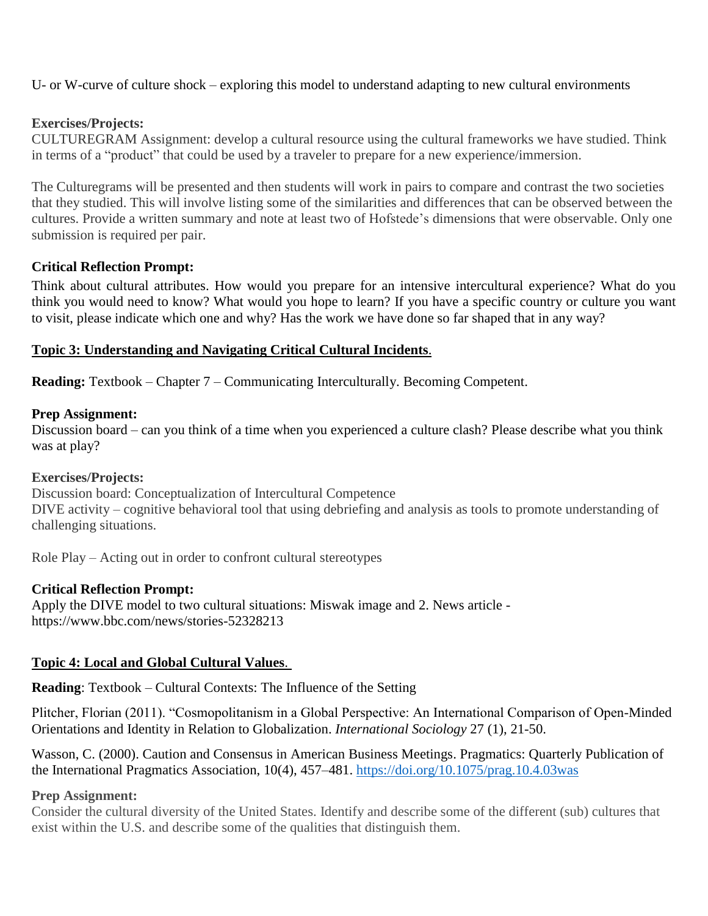U- or W-curve of culture shock – exploring this model to understand adapting to new cultural environments

**Exercises/Projects:**
CULTUREGRAM Assignment: develop a cultural resource using the cultural frameworks we have studied. Think in terms of a "product" that could be used by a traveler to prepare for a new experience/immersion.

The Culturegrams will be presented and then students will work in pairs to compare and contrast the two societies that they studied. This will involve listing some of the similarities and differences that can be observed between the cultures. Provide a written summary and note at least two of Hofstede's dimensions that were observable. Only one submission is required per pair.

**Critical Reflection Prompt:**

Think about cultural attributes. How would you prepare for an intensive intercultural experience? What do you think you would need to know? What would you hope to learn? If you have a specific country or culture you want to visit, please indicate which one and why? Has the work we have done so far shaped that in any way?

**Topic 3: Understanding and Navigating Critical Cultural Incidents**.

**Reading:** Textbook – Chapter 7 – Communicating Interculturally. Becoming Competent.

**Prep Assignment:**
Discussion board – can you think of a time when you experienced a culture clash? Please describe what you think was at play?

**Exercises/Projects:**
Discussion board: Conceptualization of Intercultural Competence
DIVE activity – cognitive behavioral tool that using debriefing and analysis as tools to promote understanding of challenging situations.

Role Play – Acting out in order to confront cultural stereotypes

**Critical Reflection Prompt:**
Apply the DIVE model to two cultural situations: Miswak image and 2. News article - https://www.bbc.com/news/stories-52328213

**Topic 4: Local and Global Cultural Values**.

**Reading**: Textbook – Cultural Contexts: The Influence of the Setting

Plitcher, Florian (2011). "Cosmopolitanism in a Global Perspective: An International Comparison of Open-Minded Orientations and Identity in Relation to Globalization. *International Sociology* 27 (1), 21-50.

Wasson, C. (2000). Caution and Consensus in American Business Meetings. Pragmatics: Quarterly Publication of the International Pragmatics Association, 10(4), 457–481. https://doi.org/10.1075/prag.10.4.03was

**Prep Assignment:**
Consider the cultural diversity of the United States. Identify and describe some of the different (sub) cultures that exist within the U.S. and describe some of the qualities that distinguish them.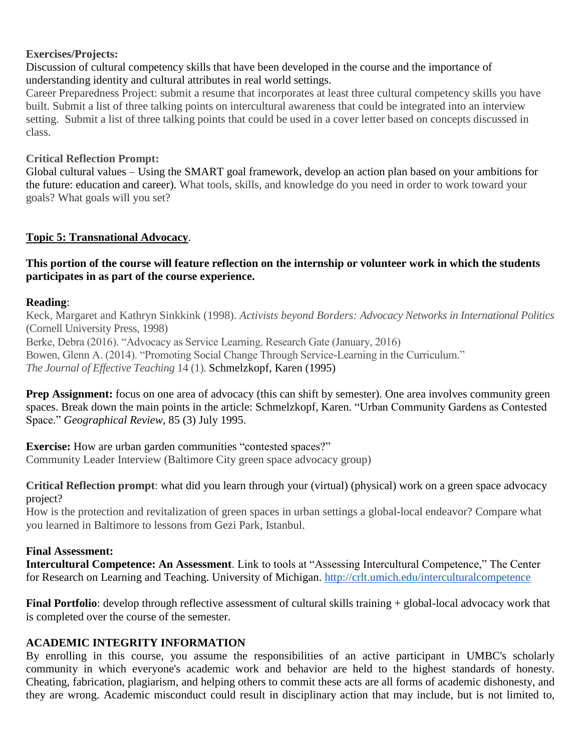**Exercises/Projects:**
Discussion of cultural competency skills that have been developed in the course and the importance of understanding identity and cultural attributes in real world settings.
Career Preparedness Project: submit a resume that incorporates at least three cultural competency skills you have built. Submit a list of three talking points on intercultural awareness that could be integrated into an interview setting. Submit a list of three talking points that could be used in a cover letter based on concepts discussed in class.

**Critical Reflection Prompt:**
Global cultural values – Using the SMART goal framework, develop an action plan based on your ambitions for the future: education and career). What tools, skills, and knowledge do you need in order to work toward your goals? What goals will you set?

**Topic 5: Transnational Advocacy**.

**This portion of the course will feature reflection on the internship or volunteer work in which the students participates in as part of the course experience.**

**Reading**:
Keck, Margaret and Kathryn Sinkkink (1998). *Activists beyond Borders: Advocacy Networks in International Politics* (Cornell University Press, 1998)
Berke, Debra (2016). "Advocacy as Service Learning. Research Gate (January, 2016)
Bowen, Glenn A. (2014). "Promoting Social Change Through Service-Learning in the Curriculum." *The Journal of Effective Teaching* 14 (1). Schmelzkopf, Karen (1995)

**Prep Assignment:** focus on one area of advocacy (this can shift by semester). One area involves community green spaces. Break down the main points in the article: Schmelzkopf, Karen. "Urban Community Gardens as Contested Space." *Geographical Review*, 85 (3) July 1995.

**Exercise:** How are urban garden communities "contested spaces?"
Community Leader Interview (Baltimore City green space advocacy group)

**Critical Reflection prompt**: what did you learn through your (virtual) (physical) work on a green space advocacy project?
How is the protection and revitalization of green spaces in urban settings a global-local endeavor? Compare what you learned in Baltimore to lessons from Gezi Park, Istanbul.

**Final Assessment:**
**Intercultural Competence: An Assessment**. Link to tools at "Assessing Intercultural Competence," The Center for Research on Learning and Teaching. University of Michigan. http://crlt.umich.edu/interculturalcompetence

**Final Portfolio**: develop through reflective assessment of cultural skills training + global-local advocacy work that is completed over the course of the semester.

**ACADEMIC INTEGRITY INFORMATION**
By enrolling in this course, you assume the responsibilities of an active participant in UMBC's scholarly community in which everyone's academic work and behavior are held to the highest standards of honesty. Cheating, fabrication, plagiarism, and helping others to commit these acts are all forms of academic dishonesty, and they are wrong. Academic misconduct could result in disciplinary action that may include, but is not limited to,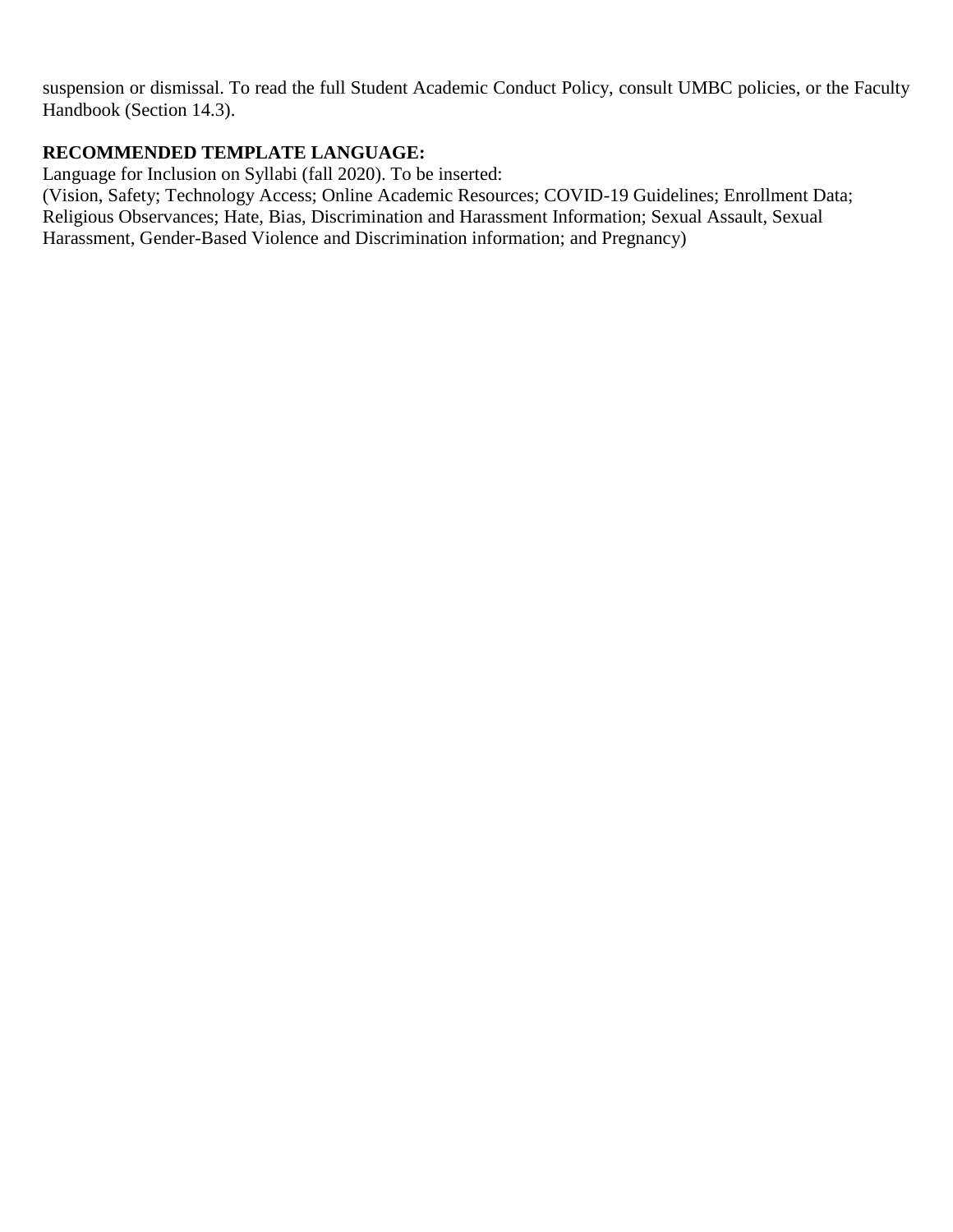suspension or dismissal. To read the full Student Academic Conduct Policy, consult UMBC policies, or the Faculty Handbook (Section 14.3).

**RECOMMENDED TEMPLATE LANGUAGE:**

Language for Inclusion on Syllabi (fall 2020). To be inserted:
(Vision, Safety; Technology Access; Online Academic Resources; COVID-19 Guidelines; Enrollment Data; Religious Observances; Hate, Bias, Discrimination and Harassment Information; Sexual Assault, Sexual Harassment, Gender-Based Violence and Discrimination information; and Pregnancy)